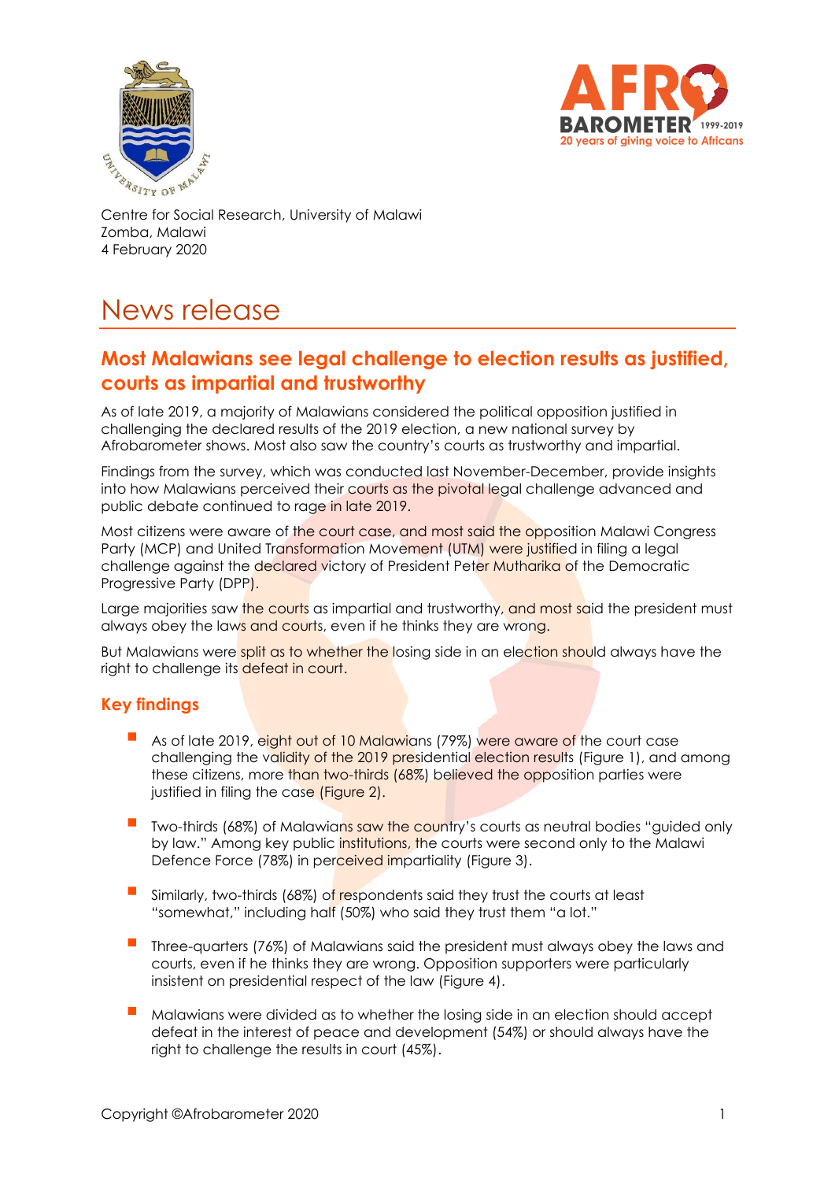Centre for Social Research, University of Malawi
Zomba, Malawi
4 February 2020

# News release

## Most Malawians see legal challenge to election results as justified, courts as impartial and trustworthy

As of late 2019, a majority of Malawians considered the political opposition justified in challenging the declared results of the 2019 election, a new national survey by Afrobarometer shows. Most also saw the country's courts as trustworthy and impartial.

Findings from the survey, which was conducted last November-December, provide insights into how Malawians perceived their courts as the pivotal legal challenge advanced and public debate continued to rage in late 2019.

Most citizens were aware of the court case, and most said the opposition Malawi Congress Party (MCP) and United Transformation Movement (UTM) were justified in filing a legal challenge against the declared victory of President Peter Mutharika of the Democratic Progressive Party (DPP).

Large majorities saw the courts as impartial and trustworthy, and most said the president must always obey the laws and courts, even if he thinks they are wrong.

But Malawians were split as to whether the losing side in an election should always have the right to challenge its defeat in court.

### Key findings

- As of late 2019, eight out of 10 Malawians (79%) were aware of the court case challenging the validity of the 2019 presidential election results (Figure 1), and among these citizens, more than two-thirds (68%) believed the opposition parties were justified in filing the case (Figure 2).
- Two-thirds (68%) of Malawians saw the country's courts as neutral bodies "guided only by law." Among key public institutions, the courts were second only to the Malawi Defence Force (78%) in perceived impartiality (Figure 3).
- Similarly, two-thirds (68%) of respondents said they trust the courts at least "somewhat," including half (50%) who said they trust them "a lot."
- Three-quarters (76%) of Malawians said the president must always obey the laws and courts, even if he thinks they are wrong. Opposition supporters were particularly insistent on presidential respect of the law (Figure 4).
- Malawians were divided as to whether the losing side in an election should accept defeat in the interest of peace and development (54%) or should always have the right to challenge the results in court (45%).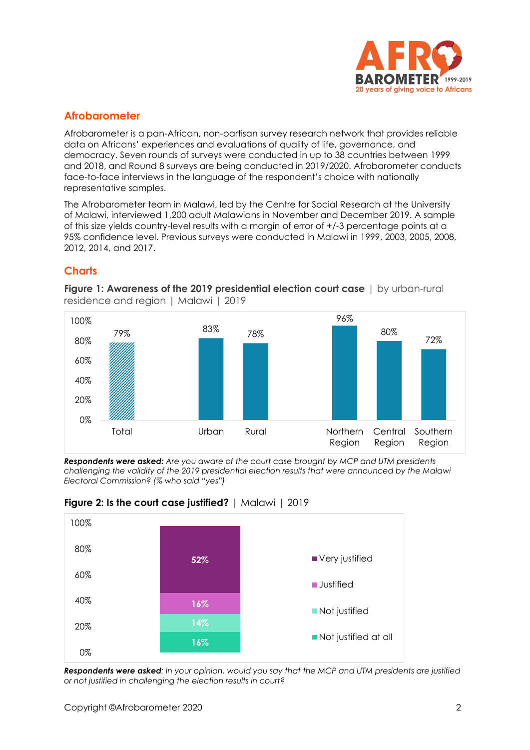## Afrobarometer

Afrobarometer is a pan-African, non-partisan survey research network that provides reliable data on Africans' experiences and evaluations of quality of life, governance, and democracy. Seven rounds of surveys were conducted in up to 38 countries between 1999 and 2018, and Round 8 surveys are being conducted in 2019/2020. Afrobarometer conducts face-to-face interviews in the language of the respondent's choice with nationally representative samples.

The Afrobarometer team in Malawi, led by the Centre for Social Research at the University of Malawi, interviewed 1,200 adult Malawians in November and December 2019. A sample of this size yields country-level results with a margin of error of +/-3 percentage points at a 95% confidence level. Previous surveys were conducted in Malawi in 1999, 2003, 2005, 2008, 2012, 2014, and 2017.

## Charts

**Figure 1: Awareness of the 2019 presidential election court case** | by urban-rural residence and region | Malawi | 2019

| Total | Urban | Rural | Northern Region | Central Region | Southern Region |
|---|---|---|---|---|---|
| 79% | 83% | 78% | 96% | 80% | 72% |

***Respondents were asked:*** *Are you aware of the court case brought by MCP and UTM presidents challenging the validity of the 2019 presidential election results that were announced by the Malawi Electoral Commission? (% who said "yes")*

**Figure 2: Is the court case justified?** | Malawi | 2019

| Response | % |
|---|---|
| Very justified | 52% |
| Justified | 16% |
| Not justified | 14% |
| Not justified at all | 16% |

***Respondents were asked****: In your opinion, would you say that the MCP and UTM presidents are justified or not justified in challenging the election results in court?*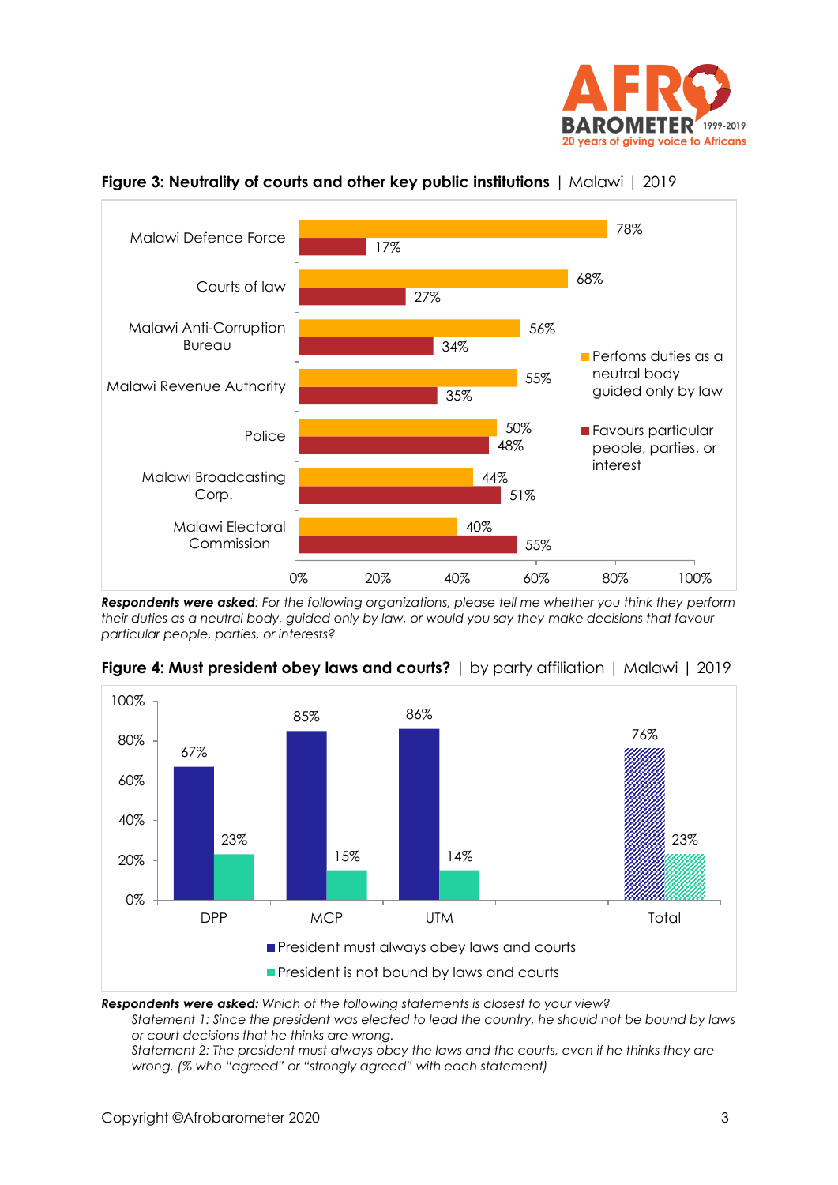**Figure 3: Neutrality of courts and other key public institutions** | Malawi | 2019

| Institution | Perfoms duties as a neutral body guided only by law | Favours particular people, parties, or interest |
|---|---|---|
| Malawi Defence Force | 78% | 17% |
| Courts of law | 68% | 27% |
| Malawi Anti-Corruption Bureau | 56% | 34% |
| Malawi Revenue Authority | 55% | 35% |
| Police | 50% | 48% |
| Malawi Broadcasting Corp. | 44% | 51% |
| Malawi Electoral Commission | 40% | 55% |

***Respondents were asked****: For the following organizations, please tell me whether you think they perform their duties as a neutral body, guided only by law, or would you say they make decisions that favour particular people, parties, or interests?*

**Figure 4: Must president obey laws and courts?** | by party affiliation | Malawi | 2019

| | DPP | MCP | UTM | Total |
|---|---|---|---|---|
| President must always obey laws and courts | 67% | 85% | 86% | 76% |
| President is not bound by laws and courts | 23% | 15% | 14% | 23% |

***Respondents were asked:*** *Which of the following statements is closest to your view?*

*Statement 1: Since the president was elected to lead the country, he should not be bound by laws or court decisions that he thinks are wrong.*

*Statement 2: The president must always obey the laws and the courts, even if he thinks they are wrong. (% who "agreed" or "strongly agreed" with each statement)*

Copyright ©Afrobarometer 2020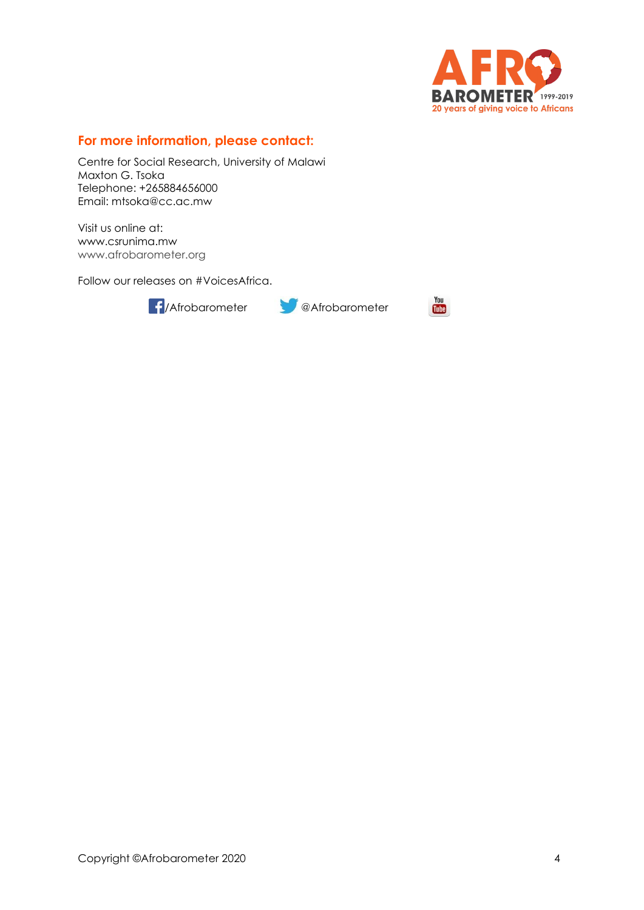## For more information, please contact:

Centre for Social Research, University of Malawi
Maxton G. Tsoka
Telephone: +265884656000
Email: mtsoka@cc.ac.mw

Visit us online at:
www.csrunima.mw
www.afrobarometer.org

Follow our releases on #VoicesAfrica.

/Afrobarometer @Afrobarometer

Copyright ©Afrobarometer 2020